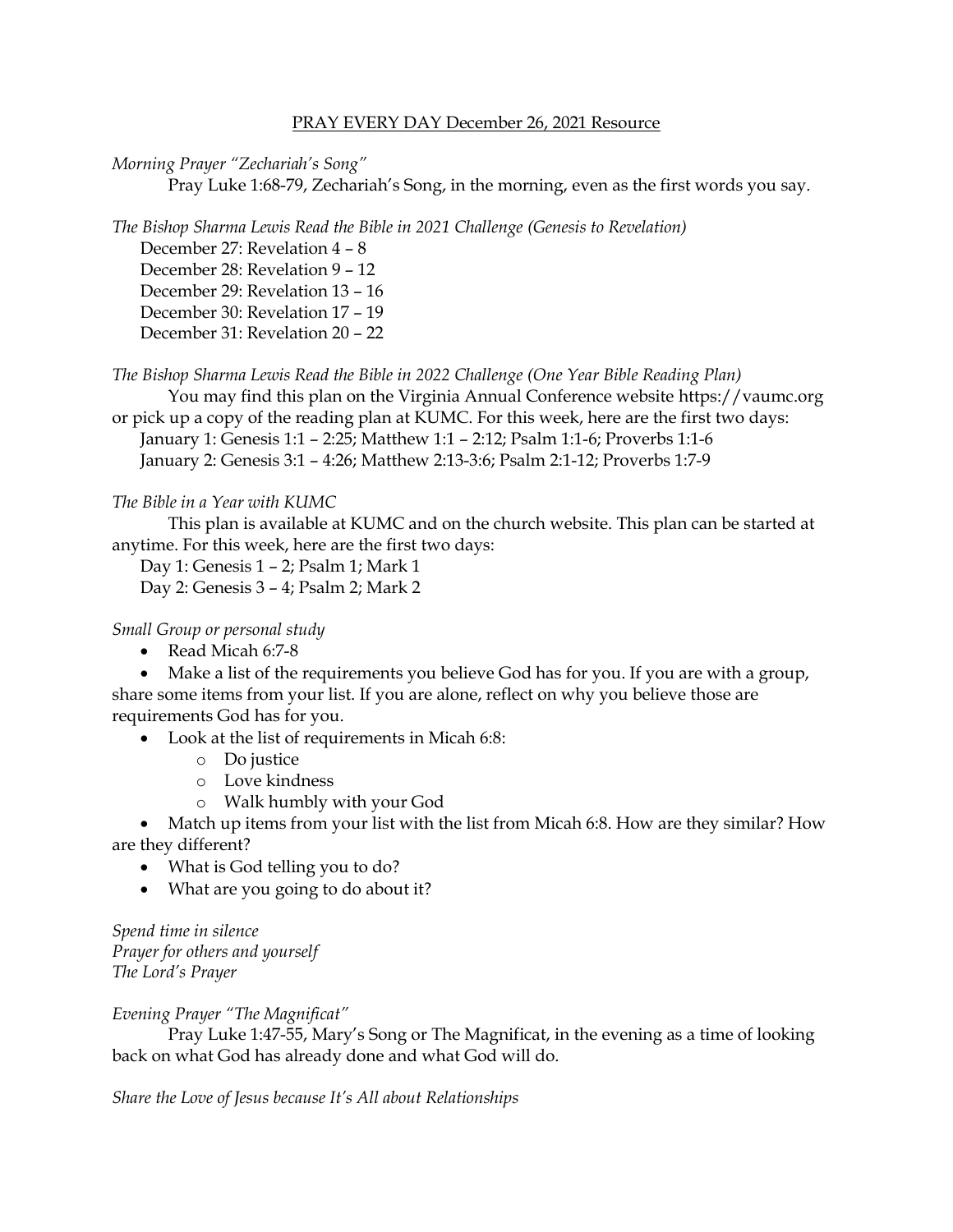PRAY EVERY DAY December 26, 2021 Resource

*Morning Prayer "Zechariah's Song"*

Pray Luke 1:68-79, Zechariah's Song, in the morning, even as the first words you say.

*The Bishop Sharma Lewis Read the Bible in 2021 Challenge (Genesis to Revelation)*

December 27: Revelation 4 – 8
December 28: Revelation 9 – 12
December 29: Revelation 13 – 16
December 30: Revelation 17 – 19
December 31: Revelation 20 – 22

*The Bishop Sharma Lewis Read the Bible in 2022 Challenge (One Year Bible Reading Plan)*

You may find this plan on the Virginia Annual Conference website https://vaumc.org or pick up a copy of the reading plan at KUMC. For this week, here are the first two days:
January 1: Genesis 1:1 – 2:25; Matthew 1:1 – 2:12; Psalm 1:1-6; Proverbs 1:1-6
January 2: Genesis 3:1 – 4:26; Matthew 2:13-3:6; Psalm 2:1-12; Proverbs 1:7-9

*The Bible in a Year with KUMC*

This plan is available at KUMC and on the church website. This plan can be started at anytime. For this week, here are the first two days:
Day 1: Genesis 1 – 2; Psalm 1; Mark 1
Day 2: Genesis 3 – 4; Psalm 2; Mark 2

*Small Group or personal study*

- Read Micah 6:7-8
- Make a list of the requirements you believe God has for you. If you are with a group, share some items from your list. If you are alone, reflect on why you believe those are requirements God has for you.
- Look at the list of requirements in Micah 6:8:
  - Do justice
  - Love kindness
  - Walk humbly with your God
- Match up items from your list with the list from Micah 6:8. How are they similar? How are they different?
- What is God telling you to do?
- What are you going to do about it?

*Spend time in silence*
*Prayer for others and yourself*
*The Lord's Prayer*

*Evening Prayer "The Magnificat"*

Pray Luke 1:47-55, Mary's Song or The Magnificat, in the evening as a time of looking back on what God has already done and what God will do.

*Share the Love of Jesus because It's All about Relationships*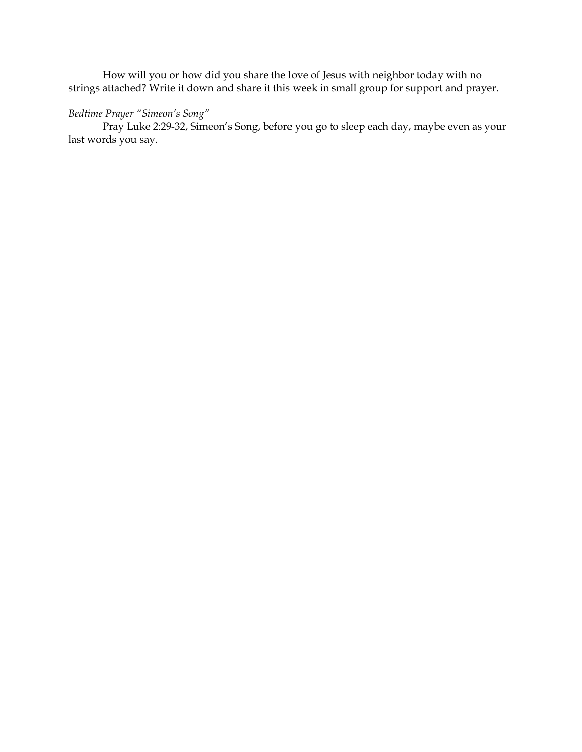How will you or how did you share the love of Jesus with neighbor today with no strings attached? Write it down and share it this week in small group for support and prayer.

*Bedtime Prayer "Simeon's Song"*

Pray Luke 2:29-32, Simeon's Song, before you go to sleep each day, maybe even as your last words you say.